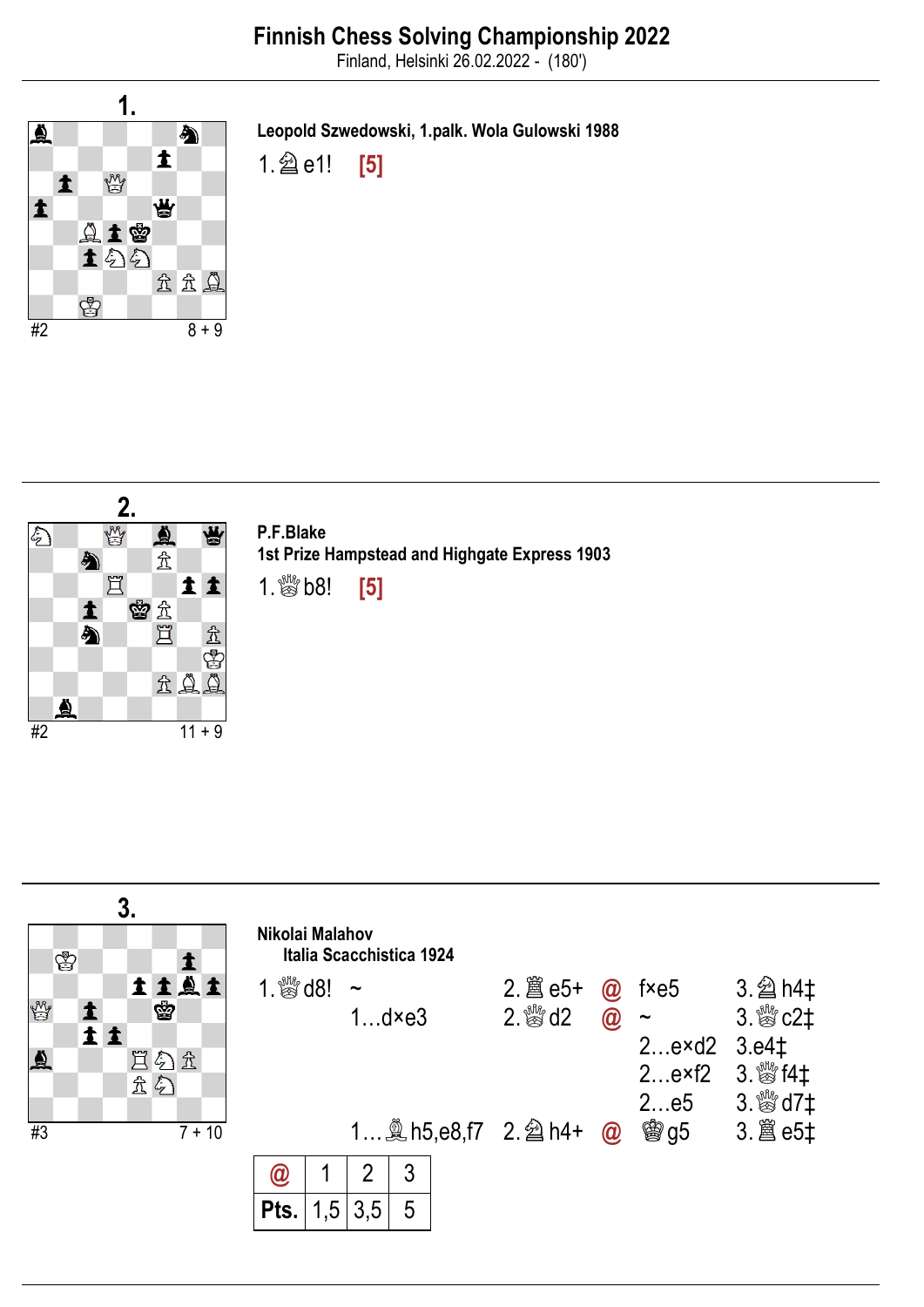# Finnish Chess Solving Championship 2022

Finland, Helsinki 26.02.2022 - (180')

## 1.

#2 8 + 9

**Leopold Szwedowski, 1.palk. Wola Gulowski 1988**

1.♘e1! **[5]**

## 2.

#2 11 + 9

**P.F.Blake**
**1st Prize Hampstead and Highgate Express 1903**

1.♕b8! **[5]**

## 3.

#3 7 + 10

**Nikolai Malahov**
**Italia Scacchistica 1924**

| | | | | | |
|---|---|---|---|---|---|
| 1.♕d8! | ~ | 2.♖e5+ | @ | f×e5 | 3.♘h4‡ |
| | 1...d×e3 | 2.♕d2 | @ | ~ | 3.♕c2‡ |
| | | | | 2...e×d2 | 3.e4‡ |
| | | | | 2...e×f2 | 3.♕f4‡ |
| | | | | 2...e5 | 3.♕d7‡ |
| | 1...♗h5,e8,f7 | 2.♘h4+ | @ | ♚g5 | 3.♖e5‡ |

| @ | 1 | 2 | 3 |
|---|---|---|---|
| **Pts.** | 1,5 | 3,5 | 5 |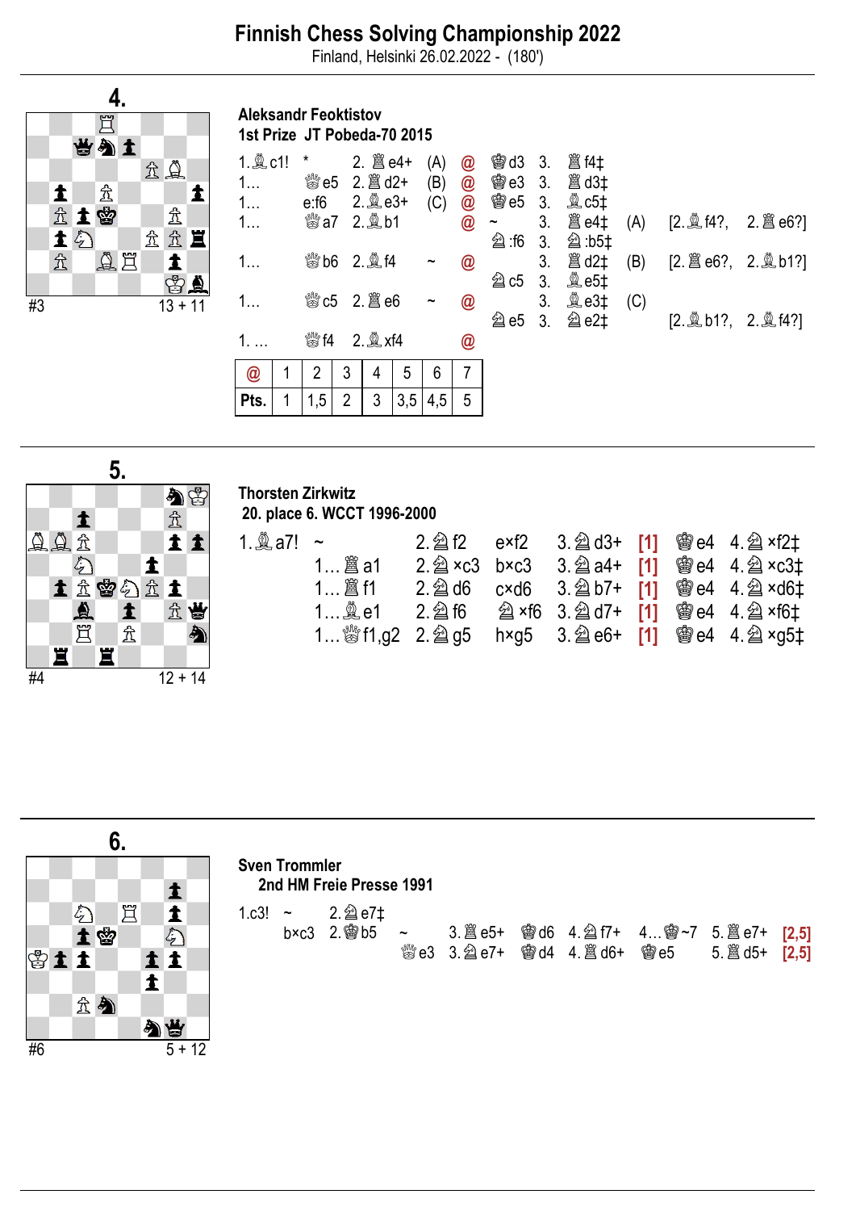# Finnish Chess Solving Championship 2022

Finland, Helsinki 26.02.2022 - (180')

## 4.

#3 13 + 11

**Aleksandr Feoktistov**
**1st Prize JT Pobeda-70 2015**

| | | | | | | | | | |
|---|---|---|---|---|---|---|---|---|---|
| 1.♗c1! | * | 2.♖e4+ | (A) | @ | ♔d3 | 3. | ♖f4‡ | | |
| 1… | ♕e5 | 2.♖d2+ | (B) | @ | ♔e3 | 3. | ♖d3‡ | | |
| 1… | e:f6 | 2.♗e3+ | (C) | @ | ♔e5 | 3. | ♗c5‡ | | |
| 1… | ♕a7 | 2.♗b1 | | @ | ~ | 3. | ♖e4‡ | (A) | [2.♗f4?, 2.♖e6?] |
| | | | | | ♘:f6 | 3. | ♘:b5‡ | | |
| 1… | ♕b6 | 2.♗f4 | ~ | @ | | 3. | ♖d2‡ | (B) | [2.♖e6?, 2.♗b1?] |
| | | | | | ♘c5 | 3. | ♗e5‡ | | |
| 1… | ♕c5 | 2.♖e6 | ~ | @ | | 3. | ♗e3‡ | (C) | |
| | | | | | ♘e5 | 3. | ♘e2‡ | | [2.♗b1?, 2.♗f4?] |
| 1. … | ♕f4 | 2.♗xf4 | | @ | | | | | |

| @ | 1 | 2 | 3 | 4 | 5 | 6 | 7 |
|---|---|---|---|---|---|---|---|
| Pts. | 1 | 1,5 | 2 | 3 | 3,5 | 4,5 | 5 |

## 5.

#4 12 + 14

**Thorsten Zirkwitz**
**20. place 6. WCCT 1996-2000**

| | | | | | | | |
|---|---|---|---|---|---|---|---|
| 1.♗a7! ~ | 2.♘f2 | e×f2 | 3.♘d3+ | [1] | ♔e4 | 4.♘×f2‡ |
| 1…♖a1 | 2.♘×c3 | b×c3 | 3.♘a4+ | [1] | ♔e4 | 4.♘×c3‡ |
| 1…♖f1 | 2.♘d6 | c×d6 | 3.♘b7+ | [1] | ♔e4 | 4.♘×d6‡ |
| 1…♗e1 | 2.♘f6 | ♘×f6 | 3.♘d7+ | [1] | ♔e4 | 4.♘×f6‡ |
| 1…♕f1,g2 | 2.♘g5 | h×g5 | 3.♘e6+ | [1] | ♔e4 | 4.♘×g5‡ |

## 6.

#6 5 + 12

**Sven Trommler**
**2nd HM Freie Presse 1991**

| | | | | | | | | | | |
|---|---|---|---|---|---|---|---|---|---|---|
| 1.c3! | ~ | 2.♘e7‡ | | | | | | | | |
| | b×c3 | 2.♔b5 | ~ | 3.♖e5+ | ♔d6 | 4.♘f7+ | 4…♔~7 | 5.♖e7+ | [2,5] |
| | | | ♕e3 | 3.♘e7+ | ♔d4 | 4.♖d6+ | ♔e5 | 5.♖d5+ | [2,5] |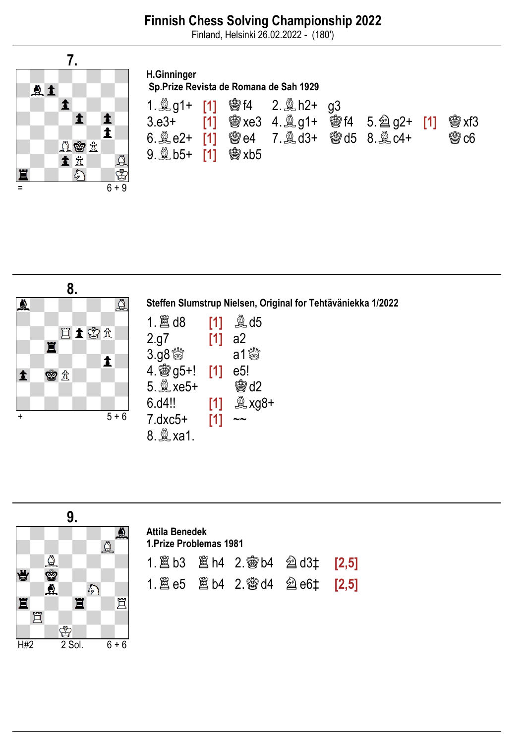# Finnish Chess Solving Championship 2022

Finland, Helsinki 26.02.2022 - (180')

---

## 7.

= 6 + 9

**H.Ginninger**
**Sp.Prize Revista de Romana de Sah 1929**

| | | | | | | | | |
|---|---|---|---|---|---|---|---|---|
| 1.♗g1+ | [1] | ♔f4 | 2.♗h2+ | g3 | | | | |
| 3.e3+ | [1] | ♔xe3 | 4.♗g1+ | ♔f4 | 5.♘g2+ | [1] | ♔xf3 | |
| 6.♗e2+ | [1] | ♔e4 | 7.♗d3+ | ♔d5 | 8.♗c4+ | | ♔c6 | |
| 9.♗b5+ | [1] | ♔xb5 | | | | | | |

---

## 8.

\+ 5 + 6

**Steffen Slumstrup Nielsen, Original for Tehtäväniekka 1/2022**

| | | |
|---|---|---|
| 1.♖d8 | [1] | ♗d5 |
| 2.g7 | [1] | a2 |
| 3.g8♕ | | a1♕ |
| 4.♔g5+! | [1] | e5! |
| 5.♗xe5+ | | ♔d2 |
| 6.d4!! | [1] | ♗xg8+ |
| 7.dxc5+ | [1] | ~~ |
| 8.♗xa1. | | |

---

## 9.

H#2 2 Sol. 6 + 6

**Attila Benedek**
**1.Prize Problemas 1981**

| | | | | |
|---|---|---|---|---|
| 1.♖b3 | ♖h4 | 2.♔b4 | ♘d3‡ | [2,5] |
| 1.♖e5 | ♖b4 | 2.♔d4 | ♘e6‡ | [2,5] |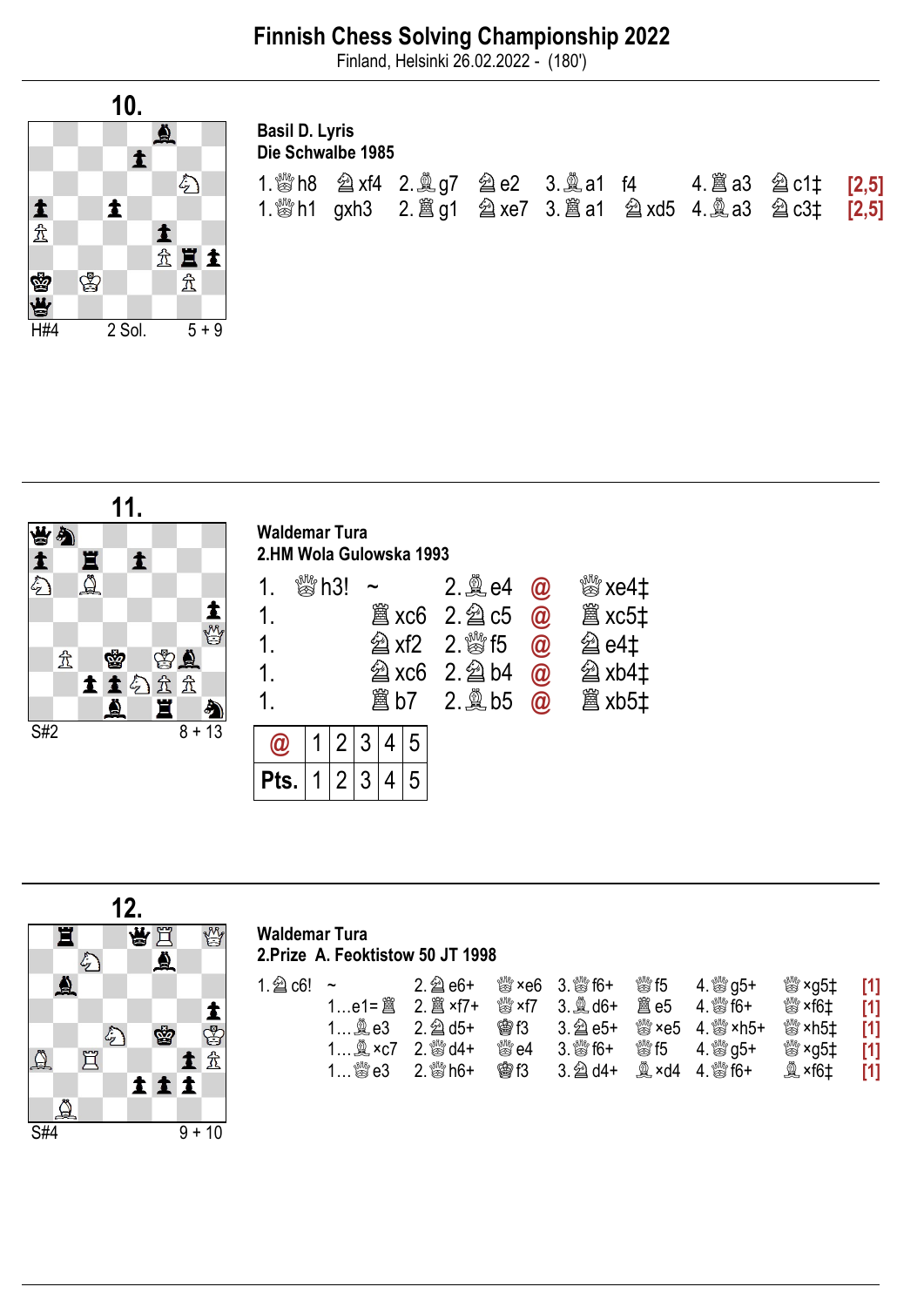# Finnish Chess Solving Championship 2022

Finland, Helsinki 26.02.2022 - (180')

## 10.

H#4 2 Sol. 5 + 9

**Basil D. Lyris**
**Die Schwalbe 1985**

| | | | | | | | | | |
|---|---|---|---|---|---|---|---|---|---|
| 1.♕h8 | ♘xf4 | 2.♗g7 | ♘e2 | 3.♗a1 | f4 | 4.♖a3 | ♘c1‡ | [2,5] |
| 1.♕h1 | gxh3 | 2.♖g1 | ♘xe7 | 3.♖a1 | ♘xd5 | 4.♗a3 | ♘c3‡ | [2,5] |

## 11.

S#2 8 + 13

**Waldemar Tura**
**2.HM Wola Gulowska 1993**

| | | | | | |
|---|---|---|---|---|---|
| 1. ♕h3! | ~ | 2.♗e4 | @ | ♕xe4‡ |
| 1. | ♖xc6 | 2.♘c5 | @ | ♖xc5‡ |
| 1. | ♘xf2 | 2.♕f5 | @ | ♘e4‡ |
| 1. | ♘xc6 | 2.♘b4 | @ | ♘xb4‡ |
| 1. | ♖b7 | 2.♗b5 | @ | ♖xb5‡ |

| @ | 1 | 2 | 3 | 4 | 5 |
|---|---|---|---|---|---|
| Pts. | 1 | 2 | 3 | 4 | 5 |

## 12.

S#4 9 + 10

**Waldemar Tura**
**2.Prize A. Feoktistow 50 JT 1998**

| | | | | | | | | | |
|---|---|---|---|---|---|---|---|---|---|
| 1.♘c6! | ~ | 2.♘e6+ | ♕×e6 | 3.♕f6+ | ♕f5 | 4.♕g5+ | ♕×g5‡ | [1] |
| | 1...e1=♖ | 2.♖×f7+ | ♕×f7 | 3.♗d6+ | ♖e5 | 4.♕f6+ | ♕×f6‡ | [1] |
| | 1...♗e3 | 2.♘d5+ | ♔f3 | 3.♘e5+ | ♕×e5 | 4.♕×h5+ | ♕×h5‡ | [1] |
| | 1...♗×c7 | 2.♕d4+ | ♕e4 | 3.♕f6+ | ♕f5 | 4.♕g5+ | ♕×g5‡ | [1] |
| | 1...♕e3 | 2.♕h6+ | ♔f3 | 3.♘d4+ | ♗×d4 | 4.♕f6+ | ♗×f6‡ | [1] |